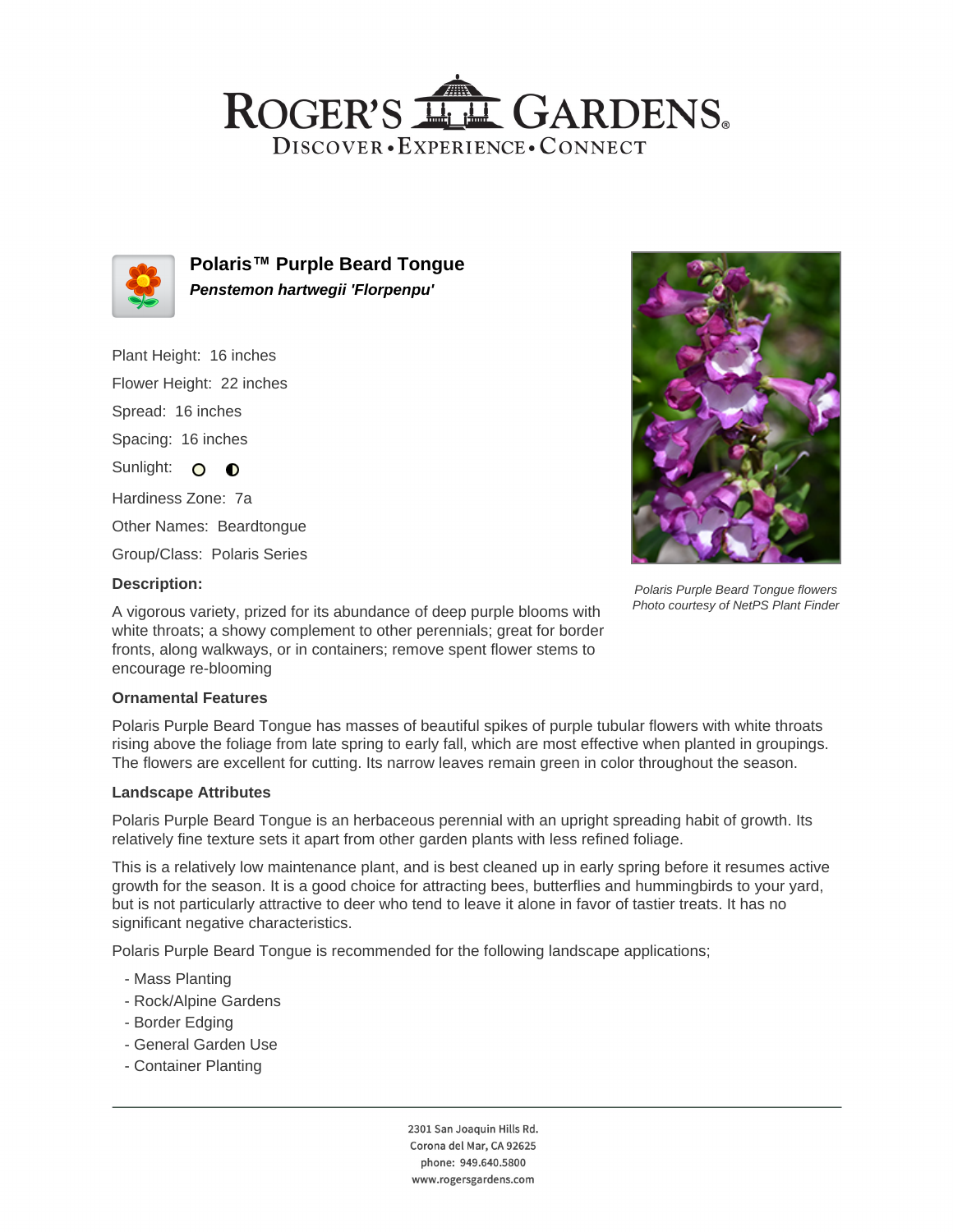# Roger's Gardens

Discover • Experience • Connect

## Polaris™ Purple Beard Tongue

***Penstemon hartwegii 'Florpenpu'***

Plant Height: 16 inches

Flower Height: 22 inches

Spread: 16 inches

Spacing: 16 inches

Sunlight:

Hardiness Zone: 7a

Other Names: Beardtongue

Group/Class: Polaris Series

**Description:**

A vigorous variety, prized for its abundance of deep purple blooms with white throats; a showy complement to other perennials; great for border fronts, along walkways, or in containers; remove spent flower stems to encourage re-blooming

*Polaris Purple Beard Tongue flowers*
*Photo courtesy of NetPS Plant Finder*

**Ornamental Features**

Polaris Purple Beard Tongue has masses of beautiful spikes of purple tubular flowers with white throats rising above the foliage from late spring to early fall, which are most effective when planted in groupings. The flowers are excellent for cutting. Its narrow leaves remain green in color throughout the season.

**Landscape Attributes**

Polaris Purple Beard Tongue is an herbaceous perennial with an upright spreading habit of growth. Its relatively fine texture sets it apart from other garden plants with less refined foliage.

This is a relatively low maintenance plant, and is best cleaned up in early spring before it resumes active growth for the season. It is a good choice for attracting bees, butterflies and hummingbirds to your yard, but is not particularly attractive to deer who tend to leave it alone in favor of tastier treats. It has no significant negative characteristics.

Polaris Purple Beard Tongue is recommended for the following landscape applications;

- Mass Planting
- Rock/Alpine Gardens
- Border Edging
- General Garden Use
- Container Planting

2301 San Joaquin Hills Rd.
Corona del Mar, CA 92625
phone: 949.640.5800
www.rogersgardens.com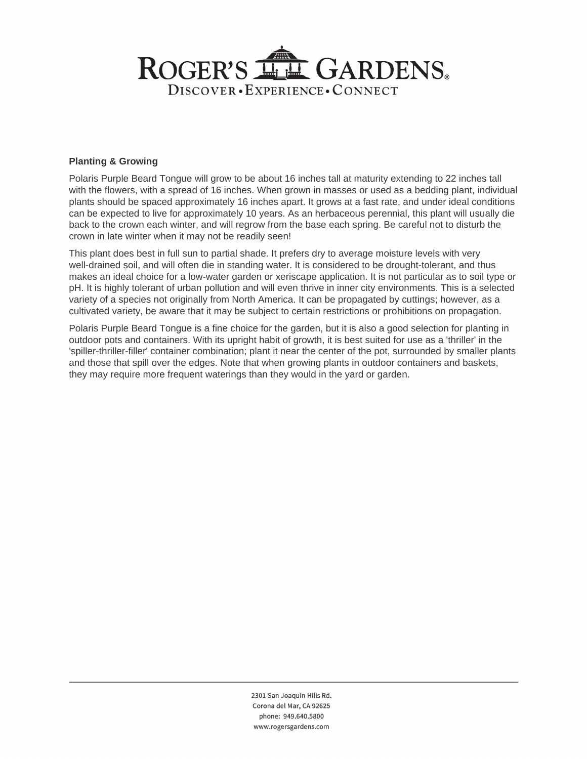**Planting & Growing**

Polaris Purple Beard Tongue will grow to be about 16 inches tall at maturity extending to 22 inches tall with the flowers, with a spread of 16 inches. When grown in masses or used as a bedding plant, individual plants should be spaced approximately 16 inches apart. It grows at a fast rate, and under ideal conditions can be expected to live for approximately 10 years. As an herbaceous perennial, this plant will usually die back to the crown each winter, and will regrow from the base each spring. Be careful not to disturb the crown in late winter when it may not be readily seen!

This plant does best in full sun to partial shade. It prefers dry to average moisture levels with very well-drained soil, and will often die in standing water. It is considered to be drought-tolerant, and thus makes an ideal choice for a low-water garden or xeriscape application. It is not particular as to soil type or pH. It is highly tolerant of urban pollution and will even thrive in inner city environments. This is a selected variety of a species not originally from North America. It can be propagated by cuttings; however, as a cultivated variety, be aware that it may be subject to certain restrictions or prohibitions on propagation.

Polaris Purple Beard Tongue is a fine choice for the garden, but it is also a good selection for planting in outdoor pots and containers. With its upright habit of growth, it is best suited for use as a 'thriller' in the 'spiller-thriller-filler' container combination; plant it near the center of the pot, surrounded by smaller plants and those that spill over the edges. Note that when growing plants in outdoor containers and baskets, they may require more frequent waterings than they would in the yard or garden.